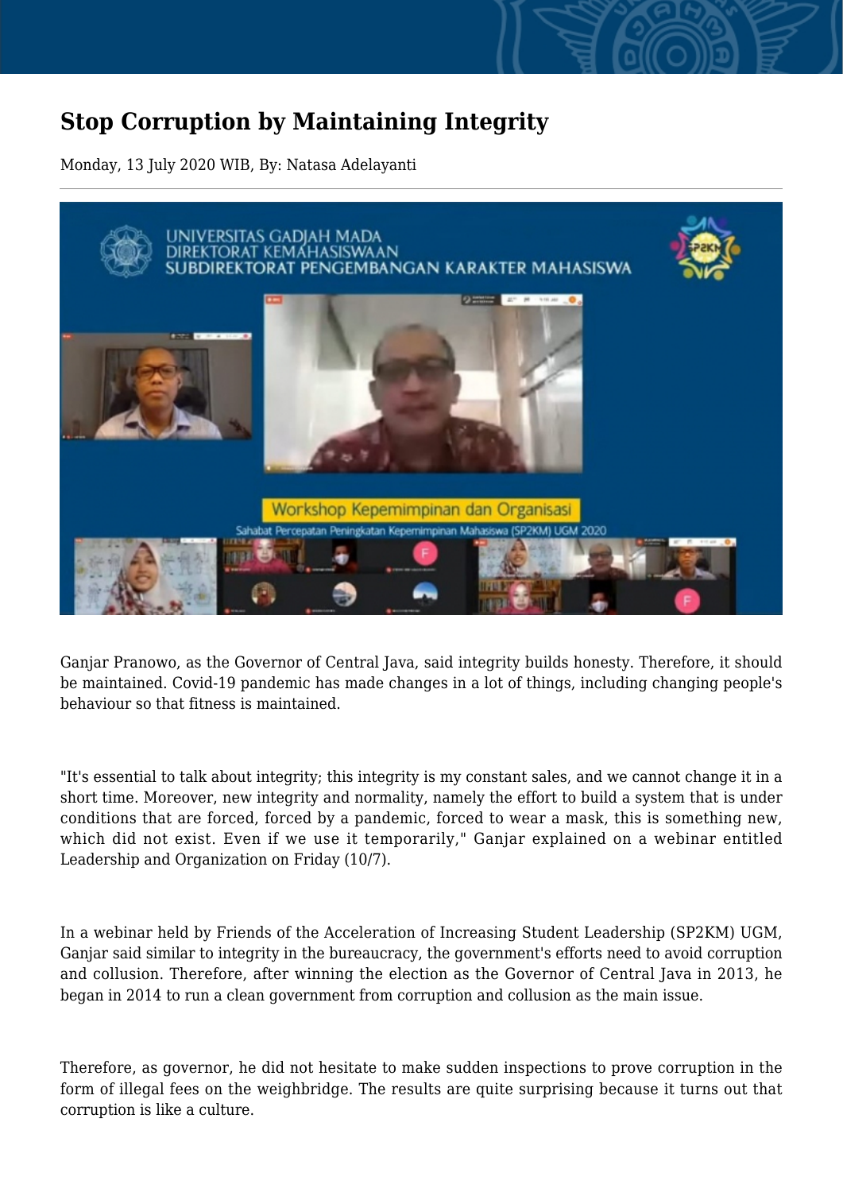# Stop Corruption by Maintaining Integrity

Monday, 13 July 2020 WIB, By: Natasa Adelayanti

Ganjar Pranowo, as the Governor of Central Java, said integrity builds honesty. Therefore, it should be maintained. Covid-19 pandemic has made changes in a lot of things, including changing people's behaviour so that fitness is maintained.

"It's essential to talk about integrity; this integrity is my constant sales, and we cannot change it in a short time. Moreover, new integrity and normality, namely the effort to build a system that is under conditions that are forced, forced by a pandemic, forced to wear a mask, this is something new, which did not exist. Even if we use it temporarily," Ganjar explained on a webinar entitled Leadership and Organization on Friday (10/7).

In a webinar held by Friends of the Acceleration of Increasing Student Leadership (SP2KM) UGM, Ganjar said similar to integrity in the bureaucracy, the government's efforts need to avoid corruption and collusion. Therefore, after winning the election as the Governor of Central Java in 2013, he began in 2014 to run a clean government from corruption and collusion as the main issue.

Therefore, as governor, he did not hesitate to make sudden inspections to prove corruption in the form of illegal fees on the weighbridge. The results are quite surprising because it turns out that corruption is like a culture.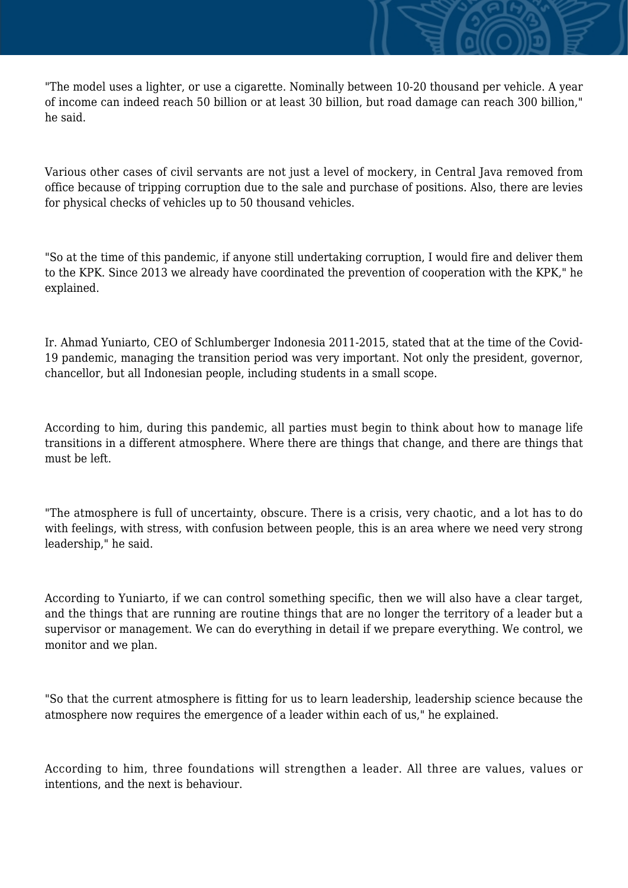"The model uses a lighter, or use a cigarette. Nominally between 10-20 thousand per vehicle. A year of income can indeed reach 50 billion or at least 30 billion, but road damage can reach 300 billion," he said.

Various other cases of civil servants are not just a level of mockery, in Central Java removed from office because of tripping corruption due to the sale and purchase of positions. Also, there are levies for physical checks of vehicles up to 50 thousand vehicles.

"So at the time of this pandemic, if anyone still undertaking corruption, I would fire and deliver them to the KPK. Since 2013 we already have coordinated the prevention of cooperation with the KPK," he explained.

Ir. Ahmad Yuniarto, CEO of Schlumberger Indonesia 2011-2015, stated that at the time of the Covid-19 pandemic, managing the transition period was very important. Not only the president, governor, chancellor, but all Indonesian people, including students in a small scope.

According to him, during this pandemic, all parties must begin to think about how to manage life transitions in a different atmosphere. Where there are things that change, and there are things that must be left.

"The atmosphere is full of uncertainty, obscure. There is a crisis, very chaotic, and a lot has to do with feelings, with stress, with confusion between people, this is an area where we need very strong leadership," he said.

According to Yuniarto, if we can control something specific, then we will also have a clear target, and the things that are running are routine things that are no longer the territory of a leader but a supervisor or management. We can do everything in detail if we prepare everything. We control, we monitor and we plan.

"So that the current atmosphere is fitting for us to learn leadership, leadership science because the atmosphere now requires the emergence of a leader within each of us," he explained.

According to him, three foundations will strengthen a leader. All three are values, values or intentions, and the next is behaviour.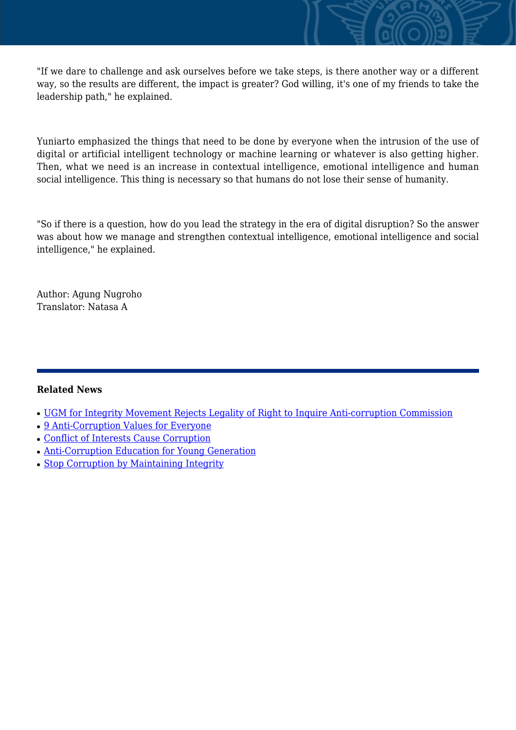"If we dare to challenge and ask ourselves before we take steps, is there another way or a different way, so the results are different, the impact is greater? God willing, it's one of my friends to take the leadership path," he explained.

Yuniarto emphasized the things that need to be done by everyone when the intrusion of the use of digital or artificial intelligent technology or machine learning or whatever is also getting higher. Then, what we need is an increase in contextual intelligence, emotional intelligence and human social intelligence. This thing is necessary so that humans do not lose their sense of humanity.

"So if there is a question, how do you lead the strategy in the era of digital disruption? So the answer was about how we manage and strengthen contextual intelligence, emotional intelligence and social intelligence," he explained.

Author: Agung Nugroho
Translator: Natasa A

---

**Related News**

- UGM for Integrity Movement Rejects Legality of Right to Inquire Anti-corruption Commission
- 9 Anti-Corruption Values for Everyone
- Conflict of Interests Cause Corruption
- Anti-Corruption Education for Young Generation
- Stop Corruption by Maintaining Integrity